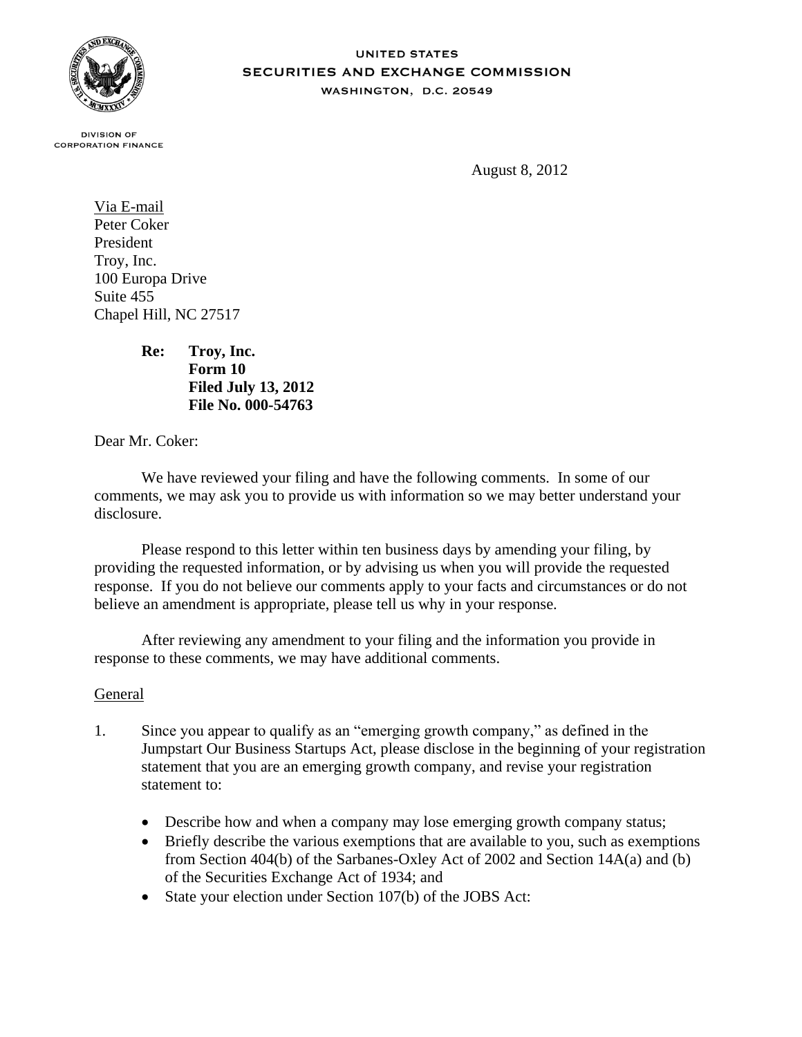UNITED STATES
SECURITIES AND EXCHANGE COMMISSION
WASHINGTON, D.C. 20549

DIVISION OF
CORPORATION FINANCE

August 8, 2012

Via E-mail
Peter Coker
President
Troy, Inc.
100 Europa Drive
Suite 455
Chapel Hill, NC 27517

**Re: Troy, Inc.
Form 10
Filed July 13, 2012
File No. 000-54763**

Dear Mr. Coker:

We have reviewed your filing and have the following comments. In some of our comments, we may ask you to provide us with information so we may better understand your disclosure.

Please respond to this letter within ten business days by amending your filing, by providing the requested information, or by advising us when you will provide the requested response. If you do not believe our comments apply to your facts and circumstances or do not believe an amendment is appropriate, please tell us why in your response.

After reviewing any amendment to your filing and the information you provide in response to these comments, we may have additional comments.

General

1. Since you appear to qualify as an "emerging growth company," as defined in the Jumpstart Our Business Startups Act, please disclose in the beginning of your registration statement that you are an emerging growth company, and revise your registration statement to:

   - Describe how and when a company may lose emerging growth company status;
   - Briefly describe the various exemptions that are available to you, such as exemptions from Section 404(b) of the Sarbanes-Oxley Act of 2002 and Section 14A(a) and (b) of the Securities Exchange Act of 1934; and
   - State your election under Section 107(b) of the JOBS Act: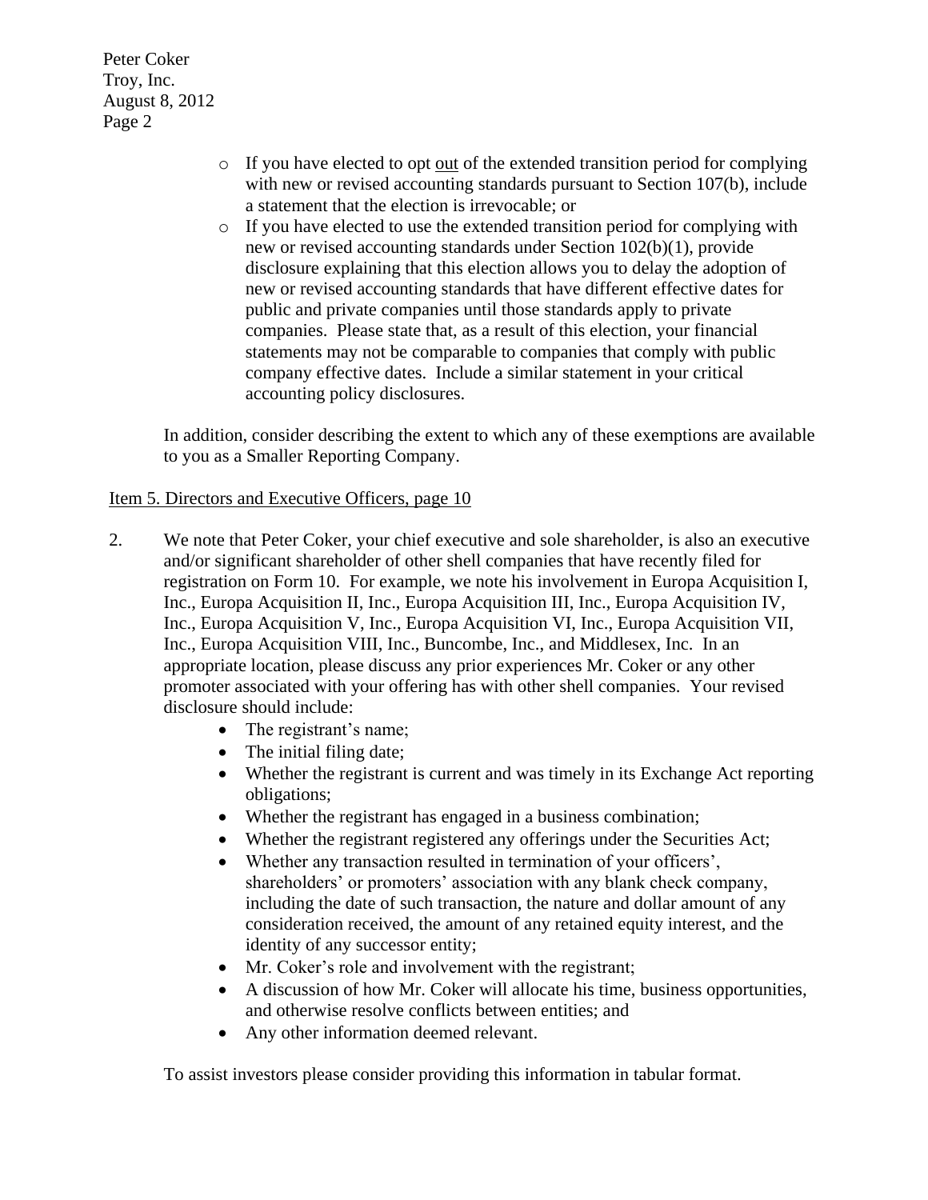- If you have elected to opt out of the extended transition period for complying with new or revised accounting standards pursuant to Section 107(b), include a statement that the election is irrevocable; or
- If you have elected to use the extended transition period for complying with new or revised accounting standards under Section 102(b)(1), provide disclosure explaining that this election allows you to delay the adoption of new or revised accounting standards that have different effective dates for public and private companies until those standards apply to private companies. Please state that, as a result of this election, your financial statements may not be comparable to companies that comply with public company effective dates. Include a similar statement in your critical accounting policy disclosures.

In addition, consider describing the extent to which any of these exemptions are available to you as a Smaller Reporting Company.

Item 5. Directors and Executive Officers, page 10

2. We note that Peter Coker, your chief executive and sole shareholder, is also an executive and/or significant shareholder of other shell companies that have recently filed for registration on Form 10. For example, we note his involvement in Europa Acquisition I, Inc., Europa Acquisition II, Inc., Europa Acquisition III, Inc., Europa Acquisition IV, Inc., Europa Acquisition V, Inc., Europa Acquisition VI, Inc., Europa Acquisition VII, Inc., Europa Acquisition VIII, Inc., Buncombe, Inc., and Middlesex, Inc. In an appropriate location, please discuss any prior experiences Mr. Coker or any other promoter associated with your offering has with other shell companies. Your revised disclosure should include:
   - The registrant's name;
   - The initial filing date;
   - Whether the registrant is current and was timely in its Exchange Act reporting obligations;
   - Whether the registrant has engaged in a business combination;
   - Whether the registrant registered any offerings under the Securities Act;
   - Whether any transaction resulted in termination of your officers', shareholders' or promoters' association with any blank check company, including the date of such transaction, the nature and dollar amount of any consideration received, the amount of any retained equity interest, and the identity of any successor entity;
   - Mr. Coker's role and involvement with the registrant;
   - A discussion of how Mr. Coker will allocate his time, business opportunities, and otherwise resolve conflicts between entities; and
   - Any other information deemed relevant.

   To assist investors please consider providing this information in tabular format.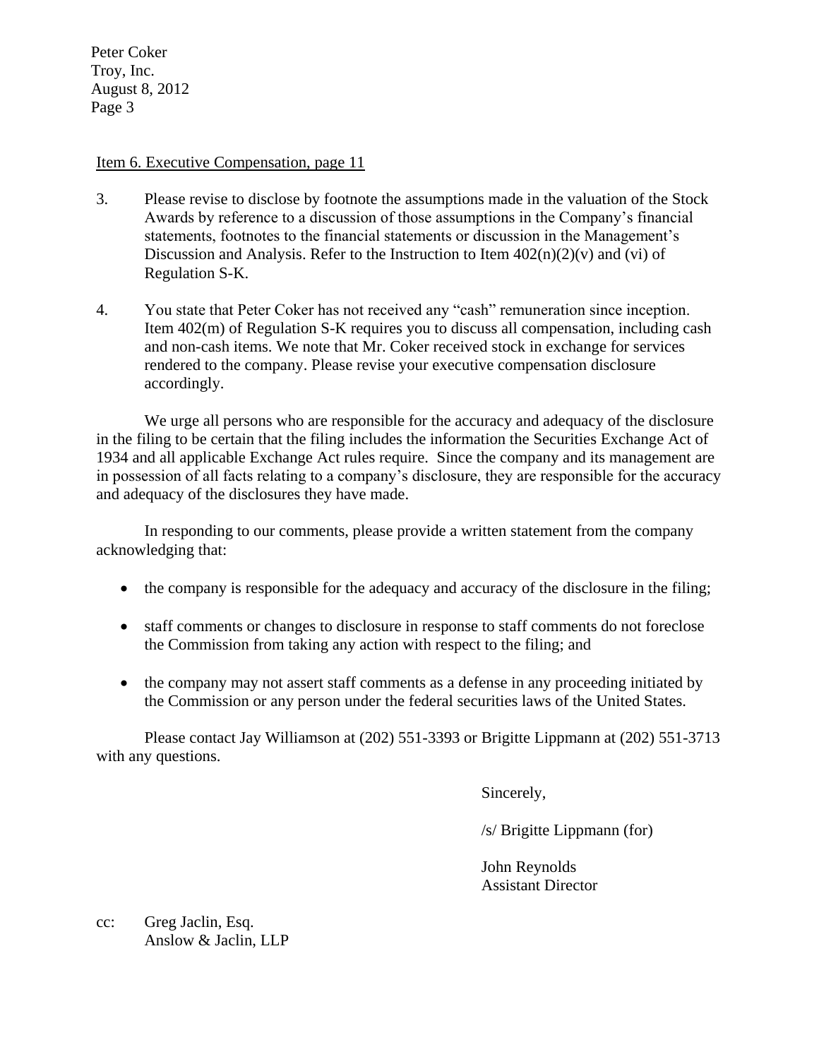Item 6. Executive Compensation, page 11

3. Please revise to disclose by footnote the assumptions made in the valuation of the Stock Awards by reference to a discussion of those assumptions in the Company's financial statements, footnotes to the financial statements or discussion in the Management's Discussion and Analysis. Refer to the Instruction to Item 402(n)(2)(v) and (vi) of Regulation S-K.

4. You state that Peter Coker has not received any "cash" remuneration since inception. Item 402(m) of Regulation S-K requires you to discuss all compensation, including cash and non-cash items. We note that Mr. Coker received stock in exchange for services rendered to the company. Please revise your executive compensation disclosure accordingly.

We urge all persons who are responsible for the accuracy and adequacy of the disclosure in the filing to be certain that the filing includes the information the Securities Exchange Act of 1934 and all applicable Exchange Act rules require. Since the company and its management are in possession of all facts relating to a company's disclosure, they are responsible for the accuracy and adequacy of the disclosures they have made.

In responding to our comments, please provide a written statement from the company acknowledging that:

- the company is responsible for the adequacy and accuracy of the disclosure in the filing;
- staff comments or changes to disclosure in response to staff comments do not foreclose the Commission from taking any action with respect to the filing; and
- the company may not assert staff comments as a defense in any proceeding initiated by the Commission or any person under the federal securities laws of the United States.

Please contact Jay Williamson at (202) 551-3393 or Brigitte Lippmann at (202) 551-3713 with any questions.

Sincerely,

/s/ Brigitte Lippmann (for)

John Reynolds
Assistant Director

cc: Greg Jaclin, Esq.
Anslow & Jaclin, LLP